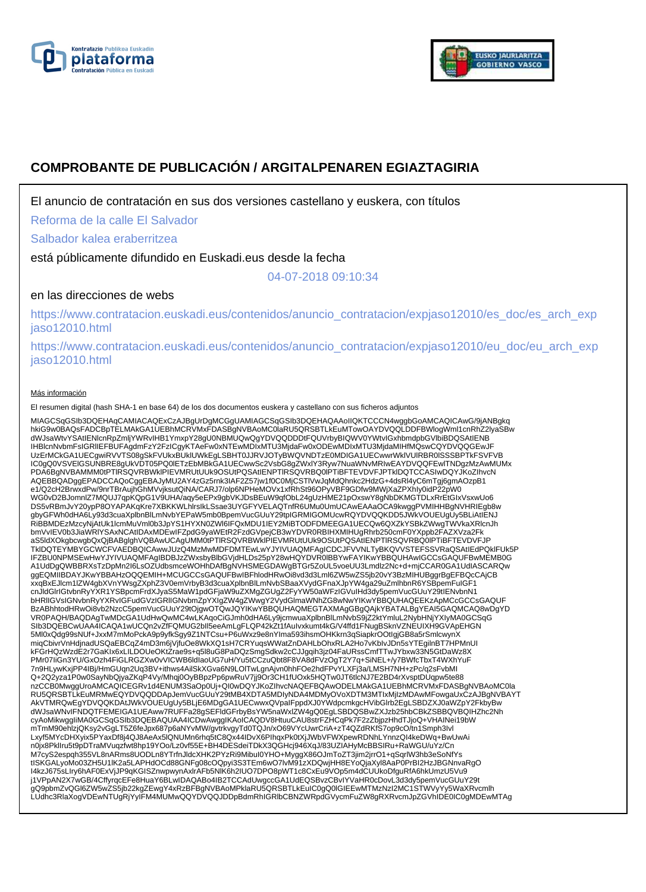# COMPROBANTE DE PUBLICACIÓN / ARGITALPENAREN EGIAZTAGIRIA

El anuncio de contratación en sus dos versiones castellano y euskera, con títulos

Reforma de la calle El Salvador

Salbador kalea eraberritzea

está públicamente difundido en Euskadi.eus desde la fecha

04-07-2018 09:10:34

en las direcciones de webs

https://www.contratacion.euskadi.eus/contenidos/anuncio_contratacion/expjaso12010/es_doc/es_arch_expjaso12010.html

https://www.contratacion.euskadi.eus/contenidos/anuncio_contratacion/expjaso12010/eu_doc/eu_arch_expjaso12010.html

Más información

El resumen digital (hash SHA-1 en base 64) de los dos documentos euskera y castellano con sus ficheros adjuntos

MIAGCSqGSIb3DQEHAqCAMIACAQExCzAJBgUrDgMCGgUAMIAGCSqGSIb3DQEHAQAAoIIQKTCCCN4wggbGoAMCAQICAwG/9jANBgkqhkiG9w0BAQsFADCBpTELMAkGA1UEBhMCRVMxFDASBgNVBAoMC0laRU5QRSBTLkEuMTowOAYDVQQLDDFBWlogWml1cnRhZ2lyaSBwdWJsaWtvYSAtIENlcnRpZmljYWRvIHB1YmxpY28gU0NBMUQwQgYDVQQDDDtFQUVrbyBIQWV0YWtvIGxhbmdpbGVlbiBDQSAtIENBIHBlcnNvbmFsIGRlIEFBUFAgdmFzY2FzICgyKTAeFw0xNTEwMDIxMTU3MjdaFw0xODEwMDIxMTU3MjdaMIHfMQswCQYDVQQGEwJFUzErMCkGA1UECgwiRVVTS08gSkFVUkxBUklUWkEgLSBHT0JJRVJOTyBWQVNDTzE0MDIGA1UECwwrWklVUlRBR0lSSSBPTkFSVFVBIC0gQ0VSVElGSUNBRE8gUkVDT05PQ0lETzEbMBkGA1UECwwSc2VsbG8gZWxlY3Ryw7NuaWNvMRIwEAYDVQQFEwlTNDgzMzAwMUMxPDA6BgNVBAMMM0tPTlRSQVRBWklPIEVMRUtUUk9OSUtPQSAtIENPTlRSQVRBQ0lPTiBFTEVDVFJPTklDQTCCASIwDQYJKoZIhvcNAQEBBQADggEPADCCAQoCggEBAJyMU2AY4zGz5rnk3IAF2Z57jw1f0C0MjCSTlVwJqMdQhnkc2HdzG+4dsRl4yC6mTgj6gmAOzpB1e1/Q2cH2BrwxdPw/9nrTBrAujhGhMVvjksutQiNA/CARJ7/olp6NPHeMOVx1xfRhSt96OPyVBF9GDfw9MWjXaZPXhly0idP22pW0WG0vD2BJomnlZ7MQUJ7qpKQpG1V9UHA/aqy5eEPx9gbVKJDsBEuW9qfObL24gUzHME21pOxswY8gNbDKMGTDLxRrEtGIxVsxwUo6DS5vRBmJvY20ypP8OYAPAKqKre7XBKKWLhlrsIkLSsae3UYGFYVELAQTnfR6UMu0UmUCAwEAAaOCA9kwggPVMIHHBgNVHRIEgb8wgbyGFWh0dHA6Ly93d3cuaXplbnBlLmNvbYEPaW5mb0BpemVucGUuY29tpIGRMIGOMUcwRQYDVQQKDD5JWkVOUEUgUy5BLiAtIENJRiBBMDEzMzcyNjAtUk1lcmMuVml0b3JpYS1HYXN0ZWl6IFQxMDU1IEY2MiBTODFDMEEGA1UECQw6QXZkYSBkZWwgTWVkaXRlcnJhbmVvIEV0b3JiaWRlYSAxNCAtIDAxMDEwIFZpdG9yaWEtR2FzdGVpejCB3wYDVR0RBIHXMIHUgRhrb250cmF0YXppb24FAZXVza2Fk aS5ldXOkgbcwgbQxGjAYBgNVBAsMEVNlbGxvIGVsZWN0csOzbmljbzESMBAGA1UEBRMJUzQ4MzMwMDFDMUBEwLwYJYIVUAQMFAgICDCJFVVNLTyBKQVVSTEFSSVRaQSAtIEdPQklFUk5PIFZBU0NPMSEwHwYJYIVUAQMFAgIBDBJzZWxsbyBlbGVjdHLDs25pY28wHQYDVR0lBBYwFAYIKwYBBQUHAwIGCCsGAQUFBwMEMB0GA1UdDgQWBBRXsTzDpMn2I6LsOZUdbsmceWOHhDAfBgNVHSMEGDAWgBTGr5ZoUL5voeUU3Lmdlz2Nc+d+mjCCAR0GA1UdIASCARQwggEQMIIBDAYJKwYBBAHzOQQEMIH+MCUGCCsGAQUFBwIBFhlodHRwOi8vd3d3Lml6ZW5wZS5jb20vY3BzMIHUBggrBgEFBQcCAjCBxxqBxEJlcm1lZW4gbXVnYWsgZXphZ3V0emVrbyB3d3cuaXplbnBlLmNvbSBaaXVydGFnaXJpYW4ga29uZmlhbnR6YSBpemFuIGF1cnJldGlrIGtvbnRyYXR1YSBpcmFrdXJyaS5MaW1pdGFjaW9uZXMgZGUgZ2FyYW50aWFzIGVuIHd3dy5pemVucGUuY29tIENvbnN1bHRlIGVsIGNvbnRyYXRvIGFudGVzIGRlIGNvbmZpYXIgZW4gZWwgY2VydGlmaWNhZG8wNwYIKwYBBQUHAQEEKzApMCcGCCsGAQUFBzABhhtodHRwOi8vb2NzcC5pemVucGUuY29tOjgwOTQwJQYIKwYBBQUHAQMEGTAXMAgGBgQAjkYBATALBgYEAI5GAQMCAQ8wDgYDVR0PAQH/BAQDAgTwMDcGA1UdHwQwMC4wLKAqoCiGJmh0dHA6Ly9jcmwuaXplbnBlLmNvbS9jZ2ktYmluL2NybHNjYXlyMA0GCSqGSIb3DQEBCwUAA4ICAQA1wUCQn2vZfFQMUG2bIl5eeAmLgFLQP42kZt1fAulvxkumt4kG/V4ffd1FNugBSknVZNEUIXH9GVApEHGN5MI0xQdg99sNUf+JxxM7mMoPckA9p9yfkSgy9Z1NTCsu+P6uWxz9e8nYIma593ihsmOHKkrn3qSiapkrOOtlgjGB8a5rSmlcwynXmiqCbivrVnHdjnadUSQaEBCqZ4mD3m6jVjfuOe8WkXQ1sH7CRYuqsWWatZnDAHLbOhxRLA2Ho7vKblvJDn5sYTEgilnBT7HPMnUlkFGrHQzWzdE2r7GaKIx6xLILDOUeOKtZrae9s+q5l8uG8PaDQzSmgSdkw2cCJJgqih3jz04FaURssCmfTTwJYbxw33N5GtDaWz8XPMr07IiGn3YU/GxOzh4FiGLRGZXw0vVICWB6ldlaoUG7uH/Yu5tCCzuQbt8F8VA8dFVzOgT2Y7q+SiNEL+/y7BWfcTbxT4WXhYuF7n9HLywKxjPP4IBj/HmGUqn2Uq3BV+ithws4AilSkXGva6N9LOlTwLgnAjvn0hhFOe2hdFPvYLXFj3a/LMSH7NH+zPc/q2sFvbMlQ+2Q2yza1P0w0SayNbQjyaZKqP4Vy/Mhqj0OyBBpzPp6pwRuV7jj9Or3CH1fUOxk5HQTw0JT6tlcNJ7E2BD4rXvsptDUqpw5te88nzCCB0MwggUroAMCAQICEGRv1d4ENUM3SaOp0Uj+QI0wDQYJKoZIhvcNAQEFBQAwODELMAkGA1UEBhMCRVMxFDASBgNVBAoMC0laRU5QRSBTLkEuMRMwEQYDVQQDDApJemVucGUuY29tMB4XDTA5MDIyNDA4MDMyOVoXDTM3MTIxMjIzMDAwMFowgaUxCzAJBgNVBAYTAkVTMRQwEgYDVQQKDAtJWkVOUEUgUy5BLjE6MDgGA1UECwwxQVpaIFppdXJ0YWdpcmkgcHVibGlrb2EgLSBDZXJ0aWZpY2FkbyBwdWJsaWNvIFNDQTFEMEIGA1UEAww7RUFFa28gSEFldGFrbyBsYW5naWxlZW4gQ0EgLSBDQSBwZXJzb25hbCBkZSBBQVBQIHZhc2NhcyAoMikwggIiMA0GCSqGSIb3DQEBAQUAA4ICDwAwggIKAoICAQDV8HtuuCAU8strFZHCqPk7F2zZbjpzHhdTJjoQ+VHAINei19bWmTmM90ehlzjQKsy2vGgLT5Z6feJpx687p6aNYvMW/gvtrkvgyTd0TQJn/xO69VYcUwrCriA+zT4QZdRKfS7op9cO/tn1Smph3IvlLxyf5MYcDHXyix5PYaxDf8j4QJ8AeAx5lQNUMn6rhq5tC8Qx44IDvX6PIhqxPk0tXjJWbVFWXpewRDNhLYnnzQl4keDWq+BwUwAin0jx8PklIru5t9pDTraMVuqzfwt8hp19YOo/Lz0vf55E+BH4DESdeiTDkX3QGHcj946XqJ/83UZIAHyMcBBSIRu+RaWGU/uYz/CnM7cyS2espqh355VL8nARms8UODLn8YTrfnJldcXHK2PYzRi9Mibul0YHO+MyggX86OJmToZT3jim2jrrO1+qSqrlW3hb3eSoNfYstlSKGALyoMo03ZH5U1lK2a5LAPHdOCd88GNFg08cOQpyi3S3TEm6wO7lvM91zXDQwjHH8EYoQjaXyl8AaP0PrBI2HzJBGNnvaRgOI4kzJ675sLIry6hAF0ExVjJP9qKGISZnwpwynAxlrAFb5NlK6h2IUO7DPO8pWT1c8CxEu9VOp5m4dCUUkoDfguRfA6hkUmzU5Vu9j1VPpAN2X7wGB/4CffyrqcEFe8HuaY6BLwlDAQABo4IB2TCCAdUwgccGA1UdEQSBvzCBvIYVaHR0cDovL3d3dy5pemVucGUuY29tgQ9pbmZvQGl6ZW5wZS5jb22kgZEwgY4xRzBFBgNVBAoMPklaRU5QRSBTLkEuIC0gQ0lGIEEwMTMzNzI2MC1STWVyYy5WaXRvcmlhLUdhc3RlaXogVDEwNTUgRjYyIFM4MUMwQQYDVQQJDDpBdmRhIGRlbCBNZWRpdGVycmFuZW8gRXRvcmJpZGVhIDE0IC0gMDEwMTAg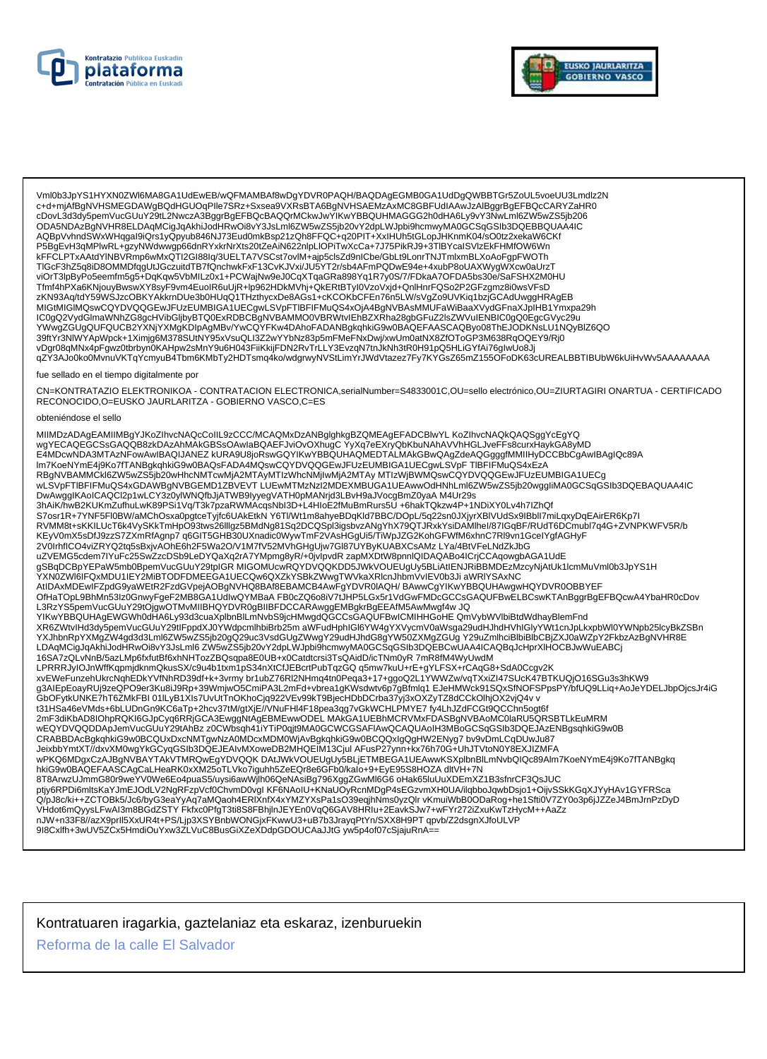Vml0b3JpYS1HYXN0ZWl6MA8GA1UdEwEB/wQFMAMBAf8wDgYDVR0PAQH/BAQDAgEGMB0GA1UdDgQWBBTGr5ZoUL5voeUU3Lmdlz2N
c+d+mjAfBgNVHSMEGDAWgBQdHGUOqPIle7SRz+Sxsea9VXRsBTA6BgNVHSAEMzAxMC8GBFUdIAAwJzAlBggrBgEFBQcCARYZaHR0
cDovL3d3dy5pemVucGUuY29tL2NwczA3BggrBgEFBQcBAQQrMCkwJwYIKwYBBQUHMAGGG2h0dHA6Ly9vY3NwLml6ZW5wZS5jb206
ODA5NDAzBgNVHR8ELDAqMCigJqAkhiJodHRwOi8vY3JsLml6ZW5wZS5jb20vY2dpLWJpbi9hcmwyMA0GCSqGSIb3DQEBBQUAA4IC
AQBpVvhndSWxWHqgaI9iQrs1yQpyub846NJ73Eud0mkBsp21zQh8FFQC+q20PIT+XxIHUh5tGLopJHKnmK04/sO0tz2xekaW6CKf
P5BgEvH3qMPlwRL+gzyNWdwwgp66dnRYxkrNrXts20tZeAiN622nlpLlOPiTwXcCa+7J75PikRJ9+3TlBYcalSVlzEkFHMfOW6Wn
kFFCLPTxAAtdYlNBVRmp6wMxQTI2GI88Iq/3UELTA7VSCst7ovlM+ajp5clsZd9nICbe/GbLt9LonrTNJTmlxmBLXoAoFgpFWOTh
TlGcF3hZ5q8iD8OMMDfqgUtJGczuitdTB7fQnchwkFxF13CvKJVxi/JU5YT2r/sb4AFmPQDwE94e+4xubP8oUAXWygWXcw0aUrzT
viOrT3lpByPo5eemfm5g5+DqKqw5VbMILz0x1+PCWajNw9eJ0CqXTqaGRa898Yq1R7y0S/7/FDkaA7OFDA5bs30e/SaFSHX2M0HU
Tfmf4hPXa6KNjouyBwswXY8syF9vm4EuoIR6uUjR+lp962HDkMVhj+QkERtBTyl0VzoVxjd+QnlHnrFQSo2P2GFzgmz8i0wsVFsD
zKN93Aq/tdY59WSJzcOBKYAkkrnDUe3b0HUqQ1THzthycxDe8AGs1+cKCOKbCFEn76n5LW/sVgZo9UVKiq1bzjGCAdUwggHRAgEB
MIGtMIGlMQswCQYDVQQGEwJFUzEUMBIGA1UECgwLSVpFTlBFIFMuQS4xOjA4BgNVBAsMMUFaWiBaaXVydGFnaXJpIHB1Ymxpa29h
IC0gQ2VydGlmaWNhZG8gcHVibGljbyBTQ0ExRDBCBgNVBAMMO0VBRWtvIEhBZXRha28gbGFuZ2lsZWVuIENBIC0gQ0EgcGVyc29u
YWwgZGUgQUFQUCB2YXNjYXMgKDIpAgMBv/YwCQYFKw4DAhoFADANBgkqhkiG9w0BAQEFAASCAQByo08ThEJODKNsLU1NQyBlZ6QO
39ftYr3NlWYApWpck+1Ximjg6M378SUtNY95xVsuQLI3Z2wYTyNbz83p5mFMeFNxDwj/xwUm0atNX8ZfOToGP3M638RqOQEY9/Rj0
vDgr08qMNx4pFgwz0tbrbyn0KAHpw2sMnY9u6H043FiiKkijFDN2RvTrLLY3EvzqN7tnJkNh3tR0H91pQ5HLiGYfAi76glwUo8Jj
qZY3AJo0ko0MvnuVKTqYcmyuB4Tbm6KMbTy2HDTsmq4ko/wdgrwyNVStLimYrJWdVtazez7Fy7KYGsZ65mZ155OFoDK63cUREALBBTIBUbW6kUiHvWv5AAAAAAAA

fue sellado en el tiempo digitalmente por

CN=KONTRATAZIO ELEKTRONIKOA - CONTRATACION ELECTRONICA,serialNumber=S4833001C,OU=sello electrónico,OU=ZIURTAGIRI ONARTUA - CERTIFICADO RECONOCIDO,O=EUSKO JAURLARITZA - GOBIERNO VASCO,C=ES

obteniéndose el sello

MIIMDzADAgEAMIIMBgYJKoZIhvcNAQcCoIIL9zCCC/MCAQMxDzANBglghkgBZQMEAgEFADCBlwYL KoZIhvcNAQkQAQSggYcEgYQ
wgYECAQEGCSsGAQQB8zkDAzAhMAkGBSsOAwIaBQAEFJviOvOXhugC YyXq7eEXryQbKbuNAhAVVhHGLJveFFs8curxHaykGA8yMD
E4MDcwNDA3MTAzNFowAwIBAQIJANEZ kURA9U8joRswGQYIKwYBBQUHAQMEDTALMAkGBwQAgZdeAQGgggfMMIIHyDCCBbCgAwIBAgIQc89A
Im7KoeNYmE4j9Ko7fTANBgkqhkiG9w0BAQsFADA4MQswCQYDVQQGEwJFUzEUMBIGA1UECgwLSVpF TlBFIFMuQS4xEzA
RBgNVBAMMCkl6ZW5wZS5jb20wHhcNMTcwMjA2MTAyMTIzWhcNMjIwMjA2MTAy MTIzWjBWMQswCQYDVQQGEwJFUzEUMBIGA1UECg
wLSVpFTlBFIFMuQS4xGDAWBgNVBGEMD1ZBVEVT LUEwMTMzNzI2MDEXMBUGA1UEAwwOdHNhLml6ZW5wZS5jb20wggIiMA0GCSqGSIb3DQEBAQUAA4IC
DwAwggIKAoICAQCl2p1wLCY3z0ylWNQfbJjATWB9lyyegVATH0pMANrjd3LBvH9aJVocgBmZ0yaA M4Ur29s
3hAiK/hwB2KUKmZufhuLwK89PSi1Vq/T3k7pzaRWMAcqsNbI3D+L4HIoE2fMuBmRurs5U +6hakTQkzw4P+1NDiXY0Lv4h7IZhQf
S7osr1R+7YNF5FI0BW/aMChOsxa0pgtceTyjfc6UAkEtkN Y6Tl/Wt1m8ahyeBDqKld7BBC/DOpL/5q22sn0JXjyrXBlVUdSx9IBbll7miLqxyDqEAirER6Kp7I
RVMM8t+sKKILUcT6k4VySKkTmHpO93tws26lllgz5BMdNg81Sq2DCQSpl3igsbvzANgYhX79QTJRxkYsiDAMlheI/87IGqBF/RUdT6DCmubl7q4G+ZVNPKWFV5R/b
KEyV0mX5sDfJ9zzS7ZXmRfAgnp7 q6GIT5GHB30UXnadic0WywTmF2VAsHGgUi5/TiWpJZG2KohGFWfM6xhnC7Rl9vn1GceIYgfAGHyF
2V0IrhfICO4viZRYQ2tq5sBxjvAOhE6h2F5Wa2O/V1M7fV52MVhGHgUjw7Gl87UYByKUABXCsAMz LYa/4BtVFeLNdZkJbG
uZVEMG5cdem7IYuFc25SwZzcDSb9LeDYQaXq2rA7YMpmg8yR/+0jvlpvdR zapMXDtW8pnnlQIDAQABo4ICrjCCAqowgbAGA1UdE
gSBqDCBpYEPaW5mb0BpemVucGUuY29tpIGR MIGOMUcwRQYDVQQKDD5JWkVOUEUgUy5BLiAtIENJRiBBMDEzMzcyNjAtUk1lcmMuVml0b3JpYS1H
YXN0ZWl6IFQxMDU1IEY2MiBTODFDMEEGA1UECQw6QXZkYSBkZWwgTWVkaXRlcnJhbmVvIEV0b3Ji aWRlYSAxNC
AtIDAxMDEwIFZpdG9yaWEtR2FzdGVpejAOBgNVHQ8BAf8EBAMCB4AwFgYDVR0lAQH/ BAwwCgYIKwYBBQUHAwgwHQYDVR0OBBYEF
OfHaTOpL9BhMn53Iz0GnwyFgeF2MB8GA1UdIwQYMBaA FB0cZQ6o8iV7tJHP5LGx5r1VdGwFMDcGCCsGAQUFBwELBCswKTAnBggrBgEFBQcwA4YbaHR0cDov
L3RzYS5pemVucGUuY29tOjgwOTMvMIIBHQYDVR0gBIIBFDCCARAwggEMBgkrBgEEAfM5AwMwgf4w JQ
YIKwYBBQUHAgEWGWh0dHA6Ly93d3cuaXplbnBlLmNvbS9jcHMwgdQGCCsGAQUFBwICMIHHGoHE QmVybWVlbiBtdWdhayBlemFnd
XR6ZWtvIHd3dy5pemVucGUuY29tIFppdXJ0YWdpcmlhbiBrb25m aWFudHphIGl6YW4gYXVycmV0aWsga29udHJhdHVhlGlyYWt1cnJpLkxpbWl0YWNpb25lcyBkZSBn
YXJhbnRpYXMgZW4gd3d3Lml6ZW5wZS5jb20gQ29uc3VsdGUgZWwgY29udHJhdG8gYW50ZXMgZGUg Y29uZmlhciBlbiBlbCBjZXJ0aWZpY2FkbzAzBgNVHR8E
LDAqMCigJqAkhiJodHRwOi8vY3JsLml6 ZW5wZS5jb20vY2dpLWJpbi9hcmwyMA0GCSqGSIb3DQEBCwUAA4ICAQBqJcHprXlHOCBJwWuEABCj
16SA7zQLvNnB/5azLMp6fxfutBf6xhNHTozZBQsqpa8E0UB+x0Catdtcrsi3TsQAidD/icTNm0yR 7mR8fM4WyUwdM
LPRRRJylOJnWffKqpmjdknmQkusSX/c9u4b1txm1pS34nXtCfJEBcrtPubTqzGQ q5mw7kuU+rE+gYLFSX+rCAqG8+SdA0Ccgv2K
xvEWeFunzehUkrcNqhEDkYVfNhRD39df+k+3vrmy br1ubZ76Rl2NHmq4tn0Peqa3+17+ggoQ2L1YWWZw/vqTXxiZI47SUcK47BTKUQjO16SGu3s3hKW9
g3AIEpEoayRUj9zeQPO9er3Ku8iJ9Rp+39WmjwO5CmiPA3L2mFd+vbrea1gKWsdwtv6p7gBfmlq1 EJeHMWck91SQxSfNOFSPpsPY/bfUQ9LLiq+AoJeYDELJbpOjcsJr4iG
GbOFytkUNKE7hT6ZMkFBI 01lLyB1XIs7UvUtTnOKhoCjq922VEv99kT9BjecHDbDCrba37yj3xOXZyTZ8dCCkOlhjOX2vjQ4v v
t31HSa46eVMds+6bLUDnGn9KC6aTp+2hcv37tM/gtXjE//VNuFHI4F18pea3qg7vGkWCHLPMYE7 fy4LhJZdFCGt9QCChn5ogt6f
2mF3diKbAD8IOhpRQKI6GJpCyq6RRjGCA3EwggNtAgEBMEwwODEL MAkGA1UEBhMCRVMxFDASBgNVBAoMC0laRU5QRSBTLkEuMRM
wEQYDVQQDDApJemVucGUuY29tAhBz z0CWbsqh41iYTiP0qjt9MA0GCWCGSAFlAwQCAQUAoIH3MBoGCSqGSIb3DQEJAzENBgsqhkiG9w0B
CRABBDAcBgkqhkiG9w0BCQUxDxcNMTgwNzA0MDM0WjAvBgkqhkiG9w0BCQQxIgQgHW2ENyg7 bv9vDmLCqDUwJu87
JeixbbYmtXT//dxvXM0wgYkGCyqGSIb3DQEJEAIvMXoweDB2MHQEIM13Cjul AFusP27ynn+kx76h70G+UhJTVtoN0Y8EXJIZMFA
wPKQ6MDgxCzAJBgNVBAYTAkVTMRQwEgYDVQQK DAtJWkVOUEUgUy5BLjETMBEGA1UEAwwKSXplbnBlLmNvbQIQc89Alm7KoeNYmE4j9Ko7fTANBgkq
hkiG9w0BAQEFAASCAgCaLHeaRK0xXM25oTLVko7iguhh5ZeEQr8e6GFb0/kalo+9+EyE95S8HOZA dltVH+7N
8T8ArwzUJmmG80r9weYV0We6Eo4puaS5/uysi6awWjlh06QeNAsiBg796XggZGwHE6O oHak65luUuXDEmXZ1B3sfnrCF3QsJUC
ptjy6RPDi6mltsKaYJmEJOdLV2NgRFzpVcf0ChvmD0vgl KF6NAoIU+KNaUOyRcnMDgP4sEGzvmXH0UA/ilqbboJqwbDsjo1+OijvSSkKGqXJYyHAv1GYFRSca
Q/pJ8c/ki++ZCTOBk5/Jc6/byG3eaYyAq7aMQaoh4ERlXnfX4xYMZYXsPa1sO39eqjhNms0yzQlr vKmuiWbB0ODaRog+he1Sfti0V7ZY0o3p6jJZZeJ4BmJrnPzDyD
VHdot6mQyysLFwAl3m8BGdZSTY Fkfxc0PfgT3ti8S8FBhjlnJEYEn0VqQ6GAV8HRlu+2EavkSJw7+wFYr272iZxuKwTzHycM++AaZz
nJW+n33F8//azX9prll5XxUR4t+PS/Ljp3XSYBnbWONGjxFKwwU3+uB7b3JrayqPtYn/SXX8H9PT qpvb/Z2dsgnXJfoULVP
9I8Cxlfh+3wUV5ZCx5HmdiOuYxw3ZLVuC8BusGiXZeXDdpGDOUCAaJJtG yw5p4of07cSjajuRnA==

Kontratuaren iragarkia, gaztelaniaz eta eskaraz, izenburuekin

Reforma de la calle El Salvador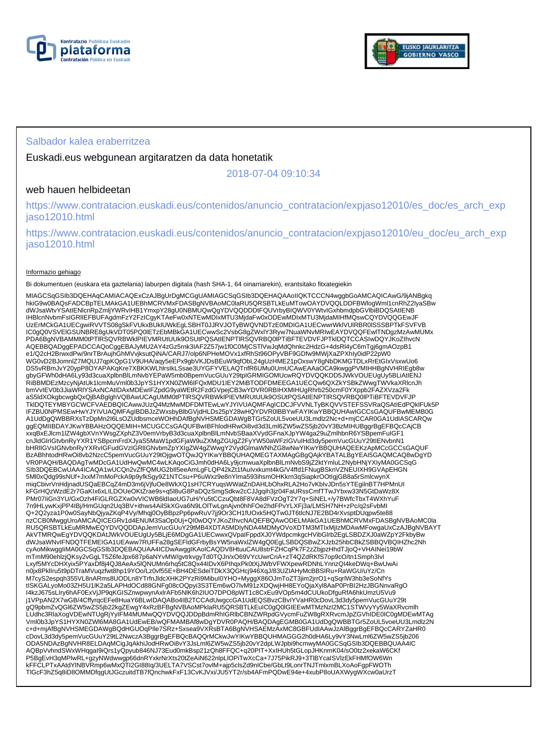Salbador kalea eraberritzea

Euskadi.eus webgunean argitaratzen da data honetatik

2018-07-04 09:10:34

web hauen helbideetan

https://www.contratacion.euskadi.eus/contenidos/anuncio_contratacion/expjaso12010/es_doc/es_arch_expjaso12010.html

https://www.contratacion.euskadi.eus/contenidos/anuncio_contratacion/expjaso12010/eu_doc/eu_arch_expjaso12010.html

Informazio gehiago

Bi dokumentuen (euskara eta gaztelania) laburpen digitala (hash SHA-1, 64 oinarriarekin), erantsitako fitxategiekin

MIAGCSqGSIb3DQEHAqCAMIACAQExCzAJBgUrDgMCGgUAMIAGCSqGSIb3DQEHAQAAoIIQKTCCCN4wggbGoAMCAQICAwG/9jANBgkqhkiG9w0BAQsFADCBpTELMAkGA1UEBhMCRVMxFDASBgNVBAoMC0laRU5QRSBTLkEuMTowOAYDVQQLDDFBWlogWml1cnRhZ2lyaSBwdWJsaWtvYSAtIENlcnRpZmljYWRvIHB1YmxpY28gU0NBMUQwQgYDVQQDDDtFUOVrbyBIQWV0YWtvIGxhbmdpbGVlbiBDQSAtIENBIHBlcnNvbmFsIGRlIEFBUFAgdmFzY2FzIChkKTAeFw0xNTEwMDIxMTU3MjdaFw0xODEwMDIxMTU3MjdaMIHfMQswCQYDVQQGEwJFUzErMCkGA1UECgwiRVVTS08gSkFVUkxBUklUWkEgLSBHT0JJRVJOTyBWQVNDTzE0MDIGA1UECwwrWklVUlRBR0lSSSBPTkFSFVFBICOgQ0VSVElGSUNBRE8gUkVDT05PQ0lETzEbMBkGA1UECwwSc2VsbG8gZWxlY3Ryw7NuaWNvMRIwEAYDVQQFEwlTNDgzMzAwMUMxPDA6BgNVBAMMM0tPTlRSQVRBWklPIEVMRUtUUk9OSUtPQSAtIENPTlRSQVRBQ0lPTiBFTEVDVFJPTklDQTCCASIwDQYJKoZIhvcNAQEBBQADggEPADCCAQoCggEBAJyMU2AY4zGz5rnk3IAF2Z57jw1f0C0MjCSTlVwJqMdQhnkc2HdzG+4dsRl4yC6mTgj6gmAOzpB1e1/Q2cH2BrwxdPw/9nrTBrAujhGhMVvjksutQiNA/CARJ7/olp6NPHeMOVx1xfRhSt96OPyVBF9GDfw9MWjXaZPXhly0idP22pW0WG0vD2BJomnlZ7MQUJ7qpKQpG1V9UHA/aqy5eEPx9gbVKJDsBEuW9qfObL24gUzHME21pOxswY8gNbDKMGTDLxRrEtGlxVsxwUo6DS5vRBmJvY20ypP8OYAPAKqKre7XBKKWLhlrsIkLSsae3UYGFYVELAQTnfR6UMu0UmUCAwEAAaOCA9kwggPVMIHHBgNVHRIEgb8wgbyGFWh0dHA6Ly93d3cuaXplbnBlLmNvbYEPaW5mb0BpemVucGUuY29tpIGRMIGOMUcwRQYDVQQKDD5JWkVOUEUgUy5BLiAtIENJRiBBMDEzMzcyNjAtUk1lcmMuVml0b3JpYS1HYXN0ZWl6IFQxMDU1IEY2MiBTODFDMEEGA1UECQw6QXZkYSBkZWwgTWVkaXRlcnJhbmVvIEV0b3JiaWRlYSAxNCAtIDAxMDEwIFZpdG9yaWEtR2FzdGVpejCB3wYDVR0RBIHXMIHUgRhrb250cmF0YXppb2FAZXVza2FkaS5ldXOkgbcwgbQxQjBABglghVQBAwUCAgUMM0tPTlRSQVRBWklPIEVMRUtUUk9OSUtPQSAtIENPTlRSQVRBQ0lPTiBFTEVDVFJPTklDQTEYMBYGCWCFVAEDBQICAwwJUzQ4MzMwMDFDMTEwLwYJYIVUAQMFAgICDCJFVVNLTyBKQVVSTEFSSVRaQSAtIEdPQklFUk5PIFZBU0NPMSEwHwYJYIVUAQMFAgIBDBJzZWxsbyBlbGVjdHLDs25pY28wHQYDVR0lBBYwFAYIKwYBBQUHAwIGCCsGAQUFBwMEMB0GA1UdDgQWBBRXsTzDpMn2I6LsOZUdbsmceWOHhDAfBgNVHSMEGDAWgBTGr5ZoUL5voeUU3Lmdlz2Nc+d+mjCCAR0GA1UdIASCARQwggEQMIIBDAYJKwYBBAHzOQQEMIH+MCUGCCsGAQUFBwIBFhlodHRwOi8vd3d3Lml6ZW5wZS5jb20vY3BzMIHUBggrBgEFBQcCAjCBxxqBxEJlcm1lZW4gbXVnYWsgZXphZ3V0emVrbyB3d3cuaXplbnBlLmNvbSBaaXVydGFnaXJpYW4ga29uZmlhbnR6YSBpemFuIGF1cnJldGlrIGtvbnRyYXR1YSBpcmFrdXJyaS5MaW1pdGFjaW9uZXMgZGUgZ2FyYW50aWFzIGVuIHd3dy5pemVucGUuY29tIENvbnN1bHRlIGVsIGNvbnRyYXRvIGFudGVzIGRlIGNvbmZpYXIgZW4gZWwgY2VydGlmaWNhZG8wNwYIKwYBBQUHAQEEKzApMCcGCCsGAQUFBzABhhtodHRwOi8vb2NzcC5pemVucGUuY29tOjgwOTQwJQYIKwYBBQUHAQMEGTAXMAgGBgQAjkYBATALBgYEAI5GAQMCAQ8wDgYDVR0PAQH/BAQDAgTwMDcGA1UdHwQwMC4wLKAqoCiGJmh0dHA6Ly9jcmwuaXplbnBlLmNvbS9jZ2ktYmluL2NybHNjYXIyMA0GCSqGSIb3DQEBCwUAA4ICAQA1wUCQn2vZfFQMUG2bIl5eeAmLgFLQP42kZt1fAulvxkumt4kG/V4ffd1FNugBSknVZNEUIXH9GVApEHGN5Ml0xQdg99sNUf+JxxM7mMoPckA9p9yfkSgy9Z1NTCsu+P6uWxz9e8nYIma593ihsmOHKkrn3qSiapkrOOtlgjGB8a5rSmlcwynXmiqCbivrVnHdjnadUSQaEBCqZ4mD3m6jVjfuOe8WkXQ1sH7CRYuqsWWatZnDAHLbOhxRLA2Ho7vKblvJDn5sYTEgilnBT7HPMnUIkFGrHQzWzdE2r7GaKlx6xLILDOUeOKtZrae9s+q5l8uG8PaDQzSmgSdkw2cCJJgqih3jz04FaURssCmfTTwJYbxw33N5GtDaWz8XPMr07IiGn3YU/GxOzh4FiGLRGZXw0vVICWB6ldIaoUG7uH/Yu5tCCzuQbt8F8VA8dFVzOgT2Y7q+SiNEL+/y7BWfcTbxT4WXhYuF7n9HLywKxjPP4lBj/HmGUqn2Uq3BV+ithws4AilSkXGva6N9LOlTwLgnAjvn0hhFOe2hdFPvYLXFj3a/LMSH7NH+zPc/q2sFvbMIQ+2Q2yza1P0w0SayNbQjyaZKqP4Vy/Mhqj0OyBBpzPp6pwRuV7jj9Or3CH1fUOxk5HQTw0JT6tIcNJ7E2BD4rXvsptDUqpw5te88nzCCB0MwggUroAMCAQICEGRv1d4ENUM3SaOp0Uj+QI0wDQYJKoZIhvcNAQEFBQAwODELMAkGA1UEBhMCRVMxFDASBgNVBAoMC0laRU5QRSBTLkEuMRMwEQYDVQQDDApJemVucGUuY29tMB4XDTA5MDIyNDA4MDMyOVoXDTM3MTIxMjIzMDAwMFowgaUxCzAJBgNVBAYTAkVTMRQwEgYDVQQKDAtJWkVOUEUgUy5BLjE6MDgGA1UECwwxQVpaFppdXJ0YWdpcmkgcHVibGlrb2EgLSBDZXJ0aWZpY2FkbyBwdWJsaWNvIFNDQTFEMEIGA1UEAww7RUFFa28gSEFldGFrbyBsYW5naWxlZW4gQ0EgLSBDQSBwZXJzb25hbCBkZSBBQVBQIHZhc2NhcyAoMikwggIiMA0GCSqGSIb3DQEBAQUAA4ICDwAwggIKAoICAQDV8HtuuCAU8strFZHCqPk7F2zZbjpzHhdTJjoQ+VHAINei19bWmTmM90ehlzjQKsy2vGgLT5Z6feJpx687p6aNYvMW/gvtrkvgyTd0TQJn/xO69VYcUwrCriA+zT4QZdRKfS7op9cO/tn1Smph3lvlLxyf5MYcDHXyix5PYaxDf8j4QJ8AeAx5lQNUMn6rhq5tC8Qx44lDvX6PIhqxPk0tXjJWbVFWXpewRDNhLYnnzQl4keDWq+BwUwAin0jx8PklIru5t9pDTraMVuqzfwt8hp19YOo/Lz0vf55E+BH4DESdeiTDkX3QGHcj946XqJ/83UZIAHyMcBBSlRu+RaWGU/uYz/CnM7cyS2espqh355VL8nARms8UODLn8YTrfnJldcXHK2PYzRi9MibuI0YHO+MyggX86OJmToZT3jim2jrrO1+qSqrlW3hb3eSoNfYstISKGALyoMo03ZH5U1lK2a5LAPHdOCd88GNFg08cOQpyi3S3TEm6wO7lvM91zXDQwjHH8EYoQjaXyl8AaP0PrBI2HzJBGNnvaRgOl4kzJ675sLIry6hAF0ExVjJP9qKGISZnwpwynAxlrAFb5NlK6h2IUO7DPO8pWT1c8CxEu9VOp5m4dCUUkoDfguRfA6hkUmzU5Vu9j1VPpAN2X7wGB/4CffyrqcEFe8HuaY6BLwIDAQABo4IB2TCCAdUwggccGA1UdEQSBvzCBvIYVaHR0cDovL3d3dy5pemVucGUuY29tgQ9pbmZvQGl6ZW5wZS5jb22kgZEwgY4xRzBFBgNVBAoMPklaRU5QRSBTLkEuIC0gQ0lGIEEwMTMzNzI2MC1STWVyYy5WaXRvcmlhLUdhc3RlaXogVDEwNTUgRjYyIFM4MUwQQYDVQQJDDpBdmRhIGRlbCBNZWRpdGVycmFuZW8gRXRvcmJpZGVhIDE0IC0gMDEwMTAgVml0b3JpYS1HYXN0ZWl6MA8GA1UdEwEB/wQFMAMBAf8wDgYDVR0PAQH/BAQDAgEGMB0GA1UdDgQWBBTGr5ZoUL5voeUU3Lmdlz2Nc+d+mjAfBgNVHSMEGDAWgBQdHGUOqPIle7SRz+Sxsea9VXRsBTA6BgNVHSAEMzAxMC8GBFUdIAAwJzAlBggrBgEFBQcCARYZaHR0cDovL3d3dy5pemVucGUuY29tL2NwczA3BggrBgEFBQcBAQQrMCkwJwYIKwYBBQUHMAGGG2h0dHA6Ly9vY3NwLml6ZW5wZS5jb206ODA5NDAzBgNVHR8ELDAqMCigJqAkhiJodHRwOi8vY3JsLml6ZW5wZS5jb20vY2dpLWJpbi9hcmwyMA0GCSqGSIb3DQEBBQUAA4ICAQBpVvhndSWxWHqgaI9iQrs1yQpyub846NJ73Eud0mkBsp21zQh8FFQC+q20PIT+XxlHUh5tGLopJHKnmK04/sO0tz2xekaW6CKfP5BgEvH3qMPlwRL+gzyNWdwwgp66dnRYxkrNrXts20tZeAiN622nlpLlOPiTwXcCa+7J75PikRJ9+3TlBYcalSVlzEkFHMfOW6WnkFFCLPTxAAtdYINBVRmp6wMxQTI2GI88lq/3UELTA7VSCst7ovlM+ajp5clsZd9nICbe/GbLt9LonrTNJTmlxmBLXoAoFgpFWOThTlGcF3hZ5q8iD8OMMDfqgUtJGczuitdTB7fQnchwkFxF13CvKJVxi/JU5YT2r/sb4AFmPQDwE94e+4xubP8oUAXWygWXcw0aUrzT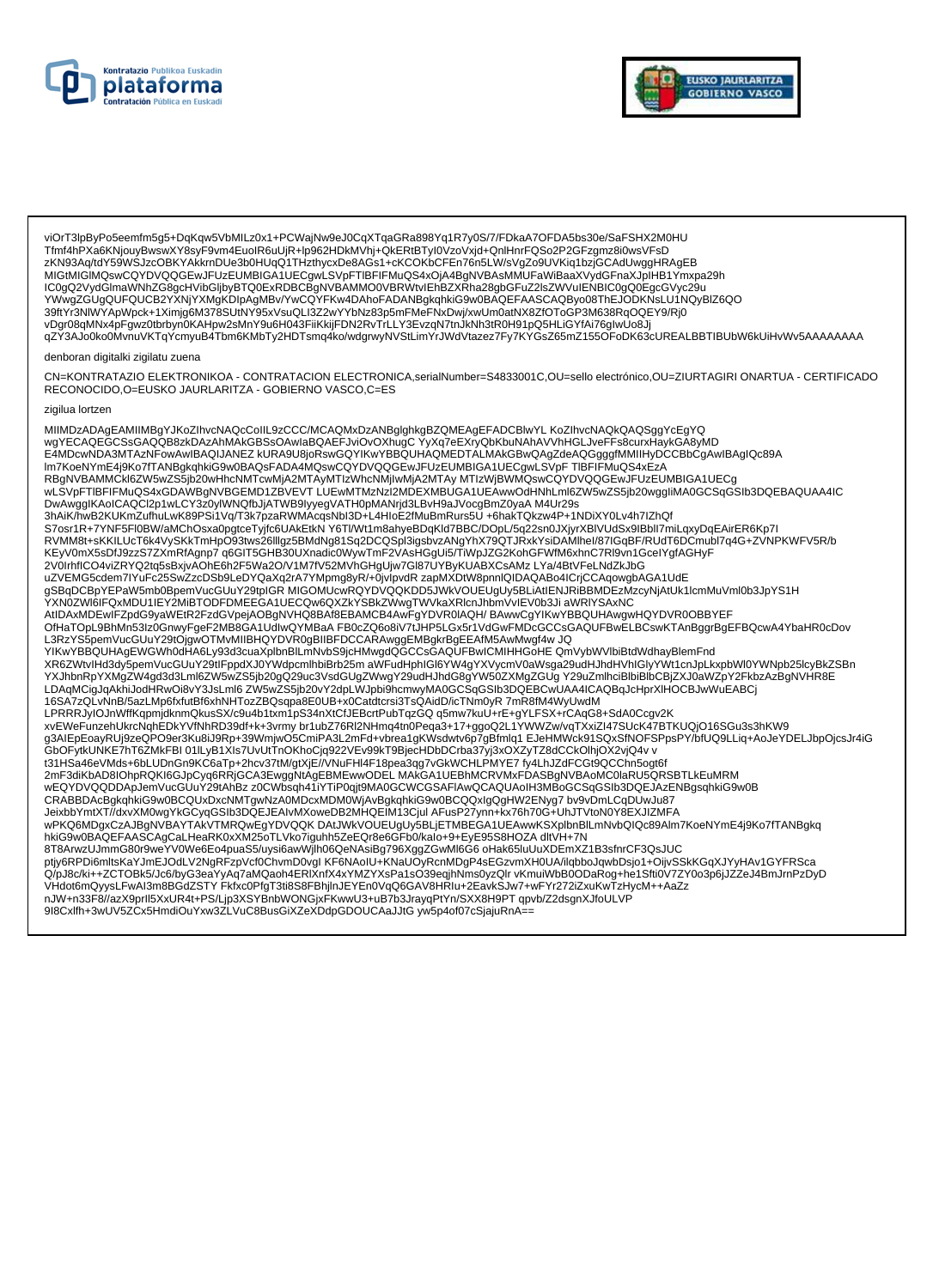viOrT3lpByPo5eemfm5g5+DqKqw5VbMILz0x1+PCWajNw9eJ0CqXTqaGRa898Yq1R7y0S/7/FDkaA7OFDA5bs30e/SaFSHX2M0HU
Tfmf4hPXa6KNjouyBwswXY8syF9vm4EuoIR6uUjR+lp962HDkMVhj+QkERtBTyl0VzoVxjd+QnlHnrFQSo2P2GFzgmz8i0wsVFsD
zKN93Aq/tdY59WSJzcOBKYAkkrnDUe3b0HUqQ1THzthycxDe8AGs1+cKCOKbCFEn76n5LW/sVgZo9UVKiq1bzjGCAdUwggHRAgEB
MIGtMIGlMQswCQYDVQQGEwJFUzEUMBIGA1UECgwLSVpFTlBFIFMuQS4xOjA4BgNVBAsMMUFaWiBaaXVydGFnaXJpIHB1Ymxpa29h
IC0gQ2VydGlmaWNhZG8gcHVibGljbyBTQ0ExRDBCBgNVBAMMO0VBRWtvIEhBZXRha28gbGFuZ2lsZWVuIENBIC0gQ0EgcGVyc29u
YWwgZGUgQUFQUCB2YXNjYXMgKDIpAgMBv/YwCQYFKw4DAhoFADANBgkqhkiG9w0BAQEFAASCAQByo08ThEJODKNsLU1NQyBlZ6QO
39ftYr3NlWYApWpck+1Ximjg6M378SUtNY95xVsuQLI3Z2wYYbNz83p5mFMeFNxDwj/xwUm0atNX8ZfOToGP3M638RqOQEY9/Rj0
vDgr08qMNx4pFgwz0tbrbyn0KAHpw2sMnY9u6H043FiiKkijFDN2RvTrLLY3EvzqN7tnJkNh3tR0H91pQ5HLiGYfAi76glwUo8Jj
qZY3AJo0ko0MvnuVKTqYcmyuB4Tbm6KMbTy2HDTsmq4ko/wdgrwyNVStLimYrJWdVtazez7Fy7KYGsZ65mZ155OFoDK63cUREALBBTIBUbW6kUiHvWv5AAAAAAAA

denboran digitalki zigilatu zuena

CN=KONTRATAZIO ELEKTRONIKOA - CONTRATACION ELECTRONICA,serialNumber=S4833001C,OU=sello electrónico,OU=ZIURTAGIRI ONARTUA - CERTIFICADO RECONOCIDO,O=EUSKO JAURLARITZA - GOBIERNO VASCO,C=ES

zigilua lortzen

MIIMDzADAgEAMIIMBgYJKoZIhvcNAQcCoIIL9zCCC/MCAQMxDzANBglghkgBZQMEAgEFADCBlwYL KoZIhvcNAQkQAQSggYcEgYQ
wgYECAQEGCSsGAQQB8zkDAzAhMAkGBSsOAwIaBQAEFJviOvOXhugC YyXq7eEXryQbKbuNAhAVVhHGLJveFFs8curxHaykGA8yMD
E4MDcwNDA3MTAzNFowAwIBAQIJANEZ kURA9U8joRswGQYIKwYBBQUHAQMEDTALMAkGBwQAgZdeAQGgggfMMIIHyDCCBbCgAwIBAgIQc89A
lm7KoeNYmE4j9Ko7fTANBgkqhkiG9w0BAQsFADA4MQswCQYDVQQGEwJFUzEUMBIGA1UECgwLSVpF TlBFIFMuQS4xEzA
RBgNVBAMMCkl6ZW5wZS5jb20wHhcNMTcwMjA2MTAyMTIzWhcNMjIwMjA2MTAy MTIzWjBWMQswCQYDVQQGEwJFUzEUMBIGA1UECg
wLSVpFTlBFIFMuQS4xGDAWBgNVBGEMD1ZBVEVT LUEwMTMzNzI2MDEXMBUGA1UEAwwOdHNhLml6ZW5wZS5jb20wggIiMA0GCSqGSIb3DQEBAQUAA4IC
DwAwggIKAoICAQCl2p1wLCY3z0ylWNQfbJjATWB9lyyegVATH0pMANrjd3LBvH9aJVocgBmZ0yaA M4Ur29s
3hAiK/hwB2KUKmZufhuLwK89PSi1Vq/T3k7pzaRWMAcqsNbI3D+L4HIoE2fMuBmRurs5U +6hakTQkzw4P+1NDiXY0Lv4h7IZhQf
S7osr1R+7YNF5Fl0BW/aMChOsxa0pgtceTyjfc6UAkEtkN Y6Tl/Wt1m8ahyeBDqKld7BBC/DOpL/5q22sn0JXjyrXBlVUdSx9lBbll7miLqxyDqEAirER6Kp7I
RVMM8t+sKKILUcT6k4VySKkTmHpO93tws26lllgz5BMdNg81Sq2DCQSpl3igsbvzANgYhX79QTJRxkYsiDAMlheI/87IGqBF/RUdT6DCmubl7q4G+ZVNPKWFV5R/b
KEyV0mX5sDfJ9zzS7ZXmRfAgnp7 q6GIT5GHB30UXnadic0WywTmF2VAsHGgUi5/TiWpJZG2KohGFWfM6xhnC7Rl9vn1GceIYgfAGHyF
2V0IrhfICO4viZRYQ2tq5sBxjvAOhE6h2F5Wa2O/V1M7fV52MVhGHgUjw7Gl87UYByKUABXCsAMz LYa/4BtVFeLNdZkJbG
uZVEMG5cdem7IYuFc25SwZzcDSb9LeDYQaXq2rA7YMpmg8yR/+0jvlpvdR zapMXDtW8pnnlQIDAQABo4ICrjCCAqowgbAGA1UdE
gSBqDCBpYEPaW5mb0BpemVucGUuY29tpIGR MIGOMUcwRQYDVQQKDD5JWkVOUEUgUy5BLiAtIENJRiBBMDEzMzcyNjAtUk1lcmMuVml0b3JpYS1H
YXN0ZWl6IFQxMDU1IEY2MiBTODFDMEEGA1UECQw6QXZkYSBkZWwgTWVkaXRlcnJhbmVvIEV0b3Ji aWRlYSAxNC
AtIDAxMDEwIFZpdG9yaWEtR2FzdGVpejAOBgNVHQ8BAf8EBAMCB4AwFgYDVR0lAQH/ BAwwCgYIKwYBBQUHAwgwHQYDVR0OBBYEF
OfHaTOpL9BhMn53lz0GnwyFgeF2MB8GA1UdIwQYMBaA FB0cZQ6o8iV7tJHP5LGx5r1VdGwFMDcGCCsGAQUFBwELBCswKTAnBggrBgEFBQcwA4YbaHR0cDov
L3RzYS5pemVucGUuY29tOjgwOTMvMIIBHQYDVR0gBIIBFDCCARAwggEMBgkrBgEEAfM5AwMwgf4w JQ
YIKwYBBQUHAgEWGWh0dHA6Ly93d3cuaXplbnBlLmNvbS9jcHMwgdQGCCsGAQUFBwICMIHHGoHE QmVybWVlbiBtdWdhayBlemFnd
XR6ZWtvIHd3dy5pemVucGUuY29tIFppdXJ0YWdpcmlhbiBrb25m aWFudHphIGl6YW4gYXVycmV0aWsga29udHJhdHVhIGlyYWt1cnJpLkxpbWl0YWNpb25lcyBkZSBn
YXJhbnRpYXMgZW4gd3d3Lml6ZW5wZS5jb20gQ29uc3VsdGUgZWwgY29udHJhdG8gYW50ZXMgZGUg Y29uZmlhciBlbiBlbCBjZXJ0aWZpY2FkbzAzBgNVHR8E
LDAqMCigJqAkhiJodHRwOi8vY3JsLml6 ZW5wZS5jb20vY2dpLWJpbi9hcmwyMA0GCSqGSIb3DQEBCwUAA4ICAQBqJcHprXlHOCBJwWuEABCj
16SA7zQLvNnB/5azLMp6fxfutBf6xhNHTozZBQsqpa8E0UB+x0Catdtcrsi3TsQAidD/icTNm0yR 7mR8fM4WyUwdM
LPRRRJylOJnWffKqpmjdknmQkusSX/c9u4b1txm1pS34nXtCfJEBcrtPubTqzGQ q5mw7kuU+rE+gYLFSX+rCAqG8+SdA0Ccgv2K
xvEWeFunzehUkrcNqhEDkYVfNhRD39df+k+3vrmy br1ubZ76Rl2NHmq4tn0Peqa3+17+ggoQ2L1YWWZw/vqTXxiZI47SUcK47BTKUQjO16SGu3s3hKW9
g3AIEpEoayRUj9zeQPO9er3Ku8iJ9Rp+39WmjwO5CmiPA3L2mFd+vbrea1gKWsdwtv6p7gBfmlq1 EJeHMWck91SQxSfNOFSPpsPY/bfUQ9LLiq+AoJeYDELJbpOjcsJr4iG
GbOFytkUNKE7hT6ZMkFBI 01lLyB1Xls7UvUtTnOKhoCjq922VEv99kT9BjecHDbDCrba37yj3xOXZyTZ8dCCkOlhjOX2vjQ4v v
t31HSa46eVMds+6bLUDnGn9KC6aTp+2hcv37tM/gtXjE//VNuFHl4F18pea3qg7vGkWCHLPMYE7 fy4LhJZdFCGt9QCChn5ogt6f
2mF3diKbAD8IOhpRQKI6GJpCyq6RRjGCA3EwggNtAgEBMEwwODEL MAkGA1UEBhMCRVMxFDASBgNVBAoMC0laRU5QRSBTLkEuMRM
wEQYDVQQDDApJemVucGUuY29tAhBz z0CWbsqh41iYTiP0qjt9MA0GCWCGSAFlAwQCAQUAoIH3MBoGCSqGSIb3DQEJAzENBgsqhkiG9w0B
CRABBDAcBgkqhkiG9w0BCQUxDxcNMTgwNzA0MDcxMDM0WjAvBgkqhkiG9w0BCQQxIgQgHW2ENyg7 bv9vDmLCqDUwJu87
JeixbbYmtXT//dxvXM0wgYkGCyqGSIb3DQEJEAIvMXoweDB2MHQEIM13Cjul AFusP27ynn+kx76h70G+UhJTVtoN0Y8EXJIZMFA
wPKQ6MDgxCzAJBgNVBAYTAkVTMRQwEgYDVQQK DAtJWkVOUEUgUy5BLjETMBEGA1UEAwwKSXplbnBlLmNvbQIQc89Alm7KoeNYmE4j9Ko7fTANBgkq
hkiG9w0BAQEFAASCAgCaLHeaRK0xXM25oTLVko7iguhh5ZeEQr8e6GFb0/kalo+9+EyE95S8HOZA dltVH+7N
8T8ArwzUJmmG80r9weYV0We6Eo4puaS5/uysi6awWjlh06QeNAsiBg796XggZGwMl6G6 oHak65luUuXDEmXZ1B3sfnrCF3QsJUC
ptjy6RPDi6mltsKaYJmEJOdLV2NgRFzpVcf0ChvmD0vgl KF6NAoIU+KNaUOyRcnMDgP4sEGzvmXH0UA/ilqbboJqwbDsjo1+OijvSSkKGqXJYyHAv1GYFRSca
Q/pJ8c/ki++ZCTOBk5/Jc6/byG3eaYyAq7aMQaoh4ERlXnfX4xYMZYXsPa1sO39eqjhNms0yzQlr vKmuiWbB0ODaRog+he1Sfti0V7ZY0o3p6jJZZeJ4BmJrnPzDyD
VHdot6mQyysLFwAl3m8BGdZSTY Fkfxc0PfgT3ti8S8FBhjlnJEYEn0VqQ6GAV8HRlu+2EavkSJw7+wFYr272iZxuKwTzHycM++AaZz
nJW+n33F8//azX9prll5XxUR4t+PS/Ljp3XSYBnbWONGjxFKwwU3+uB7b3JrayqPtYn/SXX8H9PT qpvb/Z2dsgnXJfoULVP
9I8Cxlfh+3wUV5ZCx5HmdiOuYxw3ZLVuC8BusGiXZeXDdpGDOUCAaJJtG yw5p4of07cSjajuRnA==